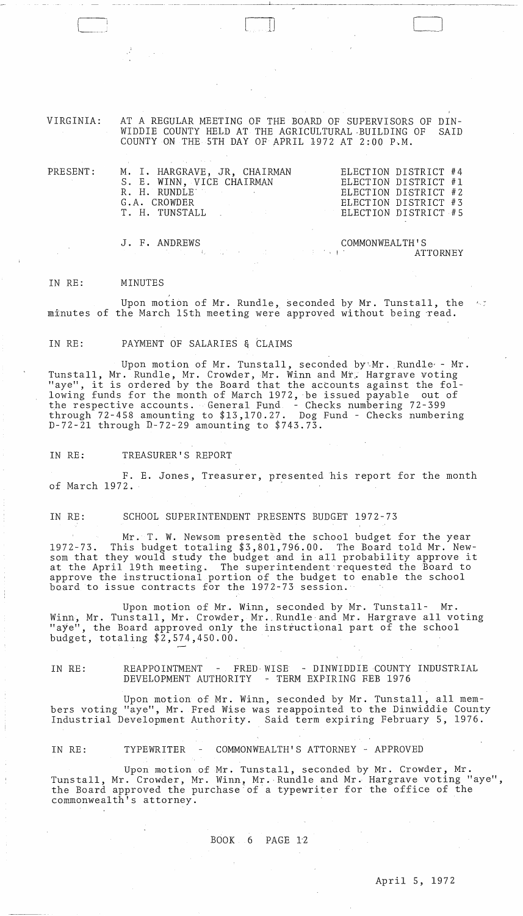VIRGINIA: AT A REGULAR MEETING OF THE BOARD OF SUPERVISORS OF DINWIDDIE COUNTY HELD AT THE AGRICULTURAL BUILDING OF SAID COUNTY ON THE 5TH DAY OF APRIL 1972 AT 2:00 P.M.

| PRESENT: | | |
|---|---|---|
| | M. I. HARGRAVE, JR, CHAIRMAN | ELECTION DISTRICT #4 |
| | S. E. WINN, VICE CHAIRMAN | ELECTION DISTRICT #1 |
| | R. H. RUNDLE | ELECTION DISTRICT #2 |
| | G.A. CROWDER | ELECTION DISTRICT #3 |
| | T. H. TUNSTALL | ELECTION DISTRICT #5 |
| | J. F. ANDREWS | COMMONWEALTH'S ATTORNEY |

IN RE: MINUTES

Upon motion of Mr. Rundle, seconded by Mr. Tunstall, the minutes of the March 15th meeting were approved without being read.

IN RE: PAYMENT OF SALARIES & CLAIMS

Upon motion of Mr. Tunstall, seconded by Mr. Rundle - Mr. Tunstall, Mr. Rundle, Mr. Crowder, Mr. Winn and Mr. Hargrave voting "aye", it is ordered by the Board that the accounts against the following funds for the month of March 1972, be issued payable out of the respective accounts. General Fund - Checks numbering 72-399 through 72-458 amounting to $13,170.27. Dog Fund - Checks numbering D-72-21 through D-72-29 amounting to $743.73.

IN RE: TREASURER'S REPORT

F. E. Jones, Treasurer, presented his report for the month of March 1972.

IN RE: SCHOOL SUPERINTENDENT PRESENTS BUDGET 1972-73

Mr. T. W. Newsom presented the school budget for the year 1972-73. This budget totaling $3,801,796.00. The Board told Mr. Newsom that they would study the budget and in all probability approve it at the April 19th meeting. The superintendent requested the Board to approve the instructional portion of the budget to enable the school board to issue contracts for the 1972-73 session.

Upon motion of Mr. Winn, seconded by Mr. Tunstall- Mr. Winn, Mr. Tunstall, Mr. Crowder, Mr. Rundle and Mr. Hargrave all voting "aye", the Board approved only the instructional part of the school budget, totaling $2,574,450.00.

IN RE: REAPPOINTMENT - FRED WISE - DINWIDDIE COUNTY INDUSTRIAL DEVELOPMENT AUTHORITY - TERM EXPIRING FEB 1976

Upon motion of Mr. Winn, seconded by Mr. Tunstall, all members voting "aye", Mr. Fred Wise was reappointed to the Dinwiddie County Industrial Development Authority. Said term expiring February 5, 1976.

IN RE: TYPEWRITER - COMMONWEALTH'S ATTORNEY - APPROVED

Upon motion of Mr. Tunstall, seconded by Mr. Crowder, Mr. Tunstall, Mr. Crowder, Mr. Winn, Mr. Rundle and Mr. Hargrave voting "aye", the Board approved the purchase of a typewriter for the office of the commonwealth's attorney.

BOOK 6 PAGE 12

April 5, 1972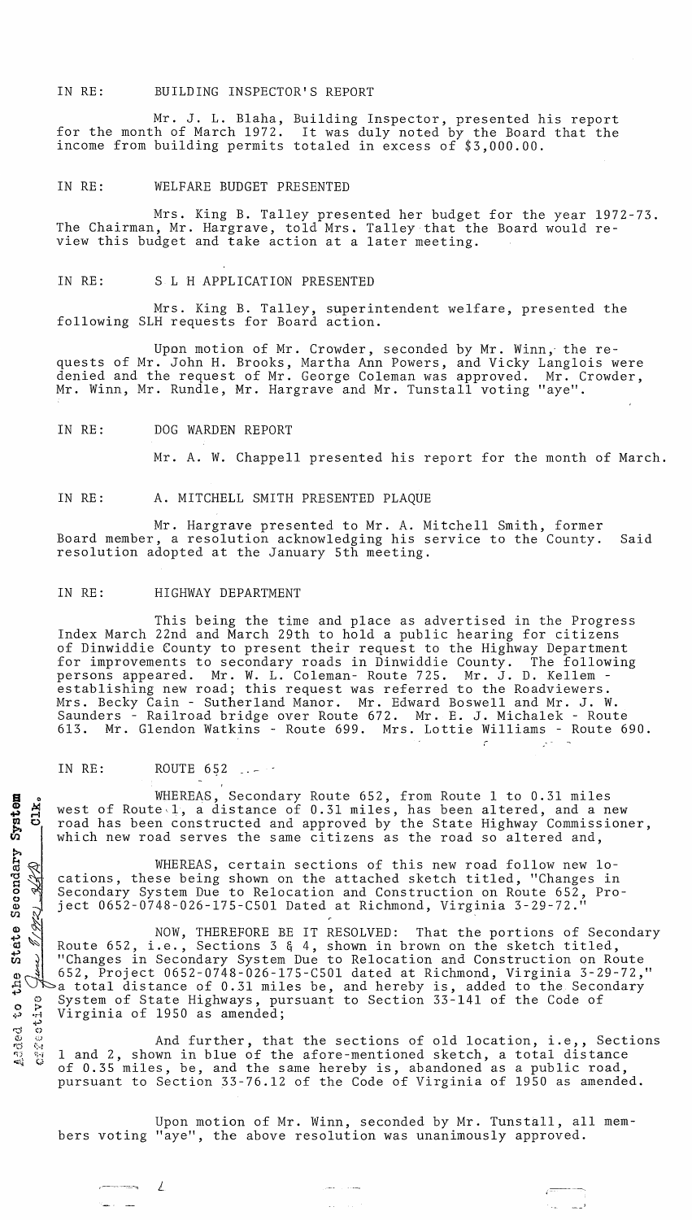IN RE: BUILDING INSPECTOR'S REPORT

Mr. J. L. Blaha, Building Inspector, presented his report for the month of March 1972. It was duly noted by the Board that the income from building permits totaled in excess of $3,000.00.

IN RE: WELFARE BUDGET PRESENTED

Mrs. King B. Talley presented her budget for the year 1972-73. The Chairman, Mr. Hargrave, told Mrs. Talley that the Board would review this budget and take action at a later meeting.

IN RE: S L H APPLICATION PRESENTED

Mrs. King B. Talley, superintendent welfare, presented the following SLH requests for Board action.

Upon motion of Mr. Crowder, seconded by Mr. Winn, the requests of Mr. John H. Brooks, Martha Ann Powers, and Vicky Langlois were denied and the request of Mr. George Coleman was approved. Mr. Crowder, Mr. Winn, Mr. Rundle, Mr. Hargrave and Mr. Tunstall voting "aye".

IN RE: DOG WARDEN REPORT

Mr. A. W. Chappell presented his report for the month of March.

IN RE: A. MITCHELL SMITH PRESENTED PLAQUE

Mr. Hargrave presented to Mr. A. Mitchell Smith, former Board member, a resolution acknowledging his service to the County. Said resolution adopted at the January 5th meeting.

IN RE: HIGHWAY DEPARTMENT

This being the time and place as advertised in the Progress Index March 22nd and March 29th to hold a public hearing for citizens of Dinwiddie County to present their request to the Highway Department for improvements to secondary roads in Dinwiddie County. The following persons appeared. Mr. W. L. Coleman- Route 725. Mr. J. D. Kellem - establishing new road; this request was referred to the Roadviewers. Mrs. Becky Cain - Sutherland Manor. Mr. Edward Boswell and Mr. J. W. Saunders - Railroad bridge over Route 672. Mr. E. J. Michalek - Route 613. Mr. Glendon Watkins - Route 699. Mrs. Lottie Williams - Route 690.

IN RE: ROUTE 652

Added to the State Secondary System effective June 8/1972 [signature] Clk.

WHEREAS, Secondary Route 652, from Route 1 to 0.31 miles west of Route 1, a distance of 0.31 miles, has been altered, and a new road has been constructed and approved by the State Highway Commissioner, which new road serves the same citizens as the road so altered and,

WHEREAS, certain sections of this new road follow new locations, these being shown on the attached sketch titled, "Changes in Secondary System Due to Relocation and Construction on Route 652, Project 0652-0748-026-175-C501 Dated at Richmond, Virginia 3-29-72."

NOW, THEREFORE BE IT RESOLVED: That the portions of Secondary Route 652, i.e., Sections 3 & 4, shown in brown on the sketch titled, "Changes in Secondary System Due to Relocation and Construction on Route 652, Project 0652-0748-026-175-C501 dated at Richmond, Virginia 3-29-72," a total distance of 0.31 miles be, and hereby is, added to the Secondary System of State Highways, pursuant to Section 33-141 of the Code of Virginia of 1950 as amended;

And further, that the sections of old location, i.e,, Sections 1 and 2, shown in blue of the afore-mentioned sketch, a total distance of 0.35 miles, be, and the same hereby is, abandoned as a public road, pursuant to Section 33-76.12 of the Code of Virginia of 1950 as amended.

Upon motion of Mr. Winn, seconded by Mr. Tunstall, all members voting "aye", the above resolution was unanimously approved.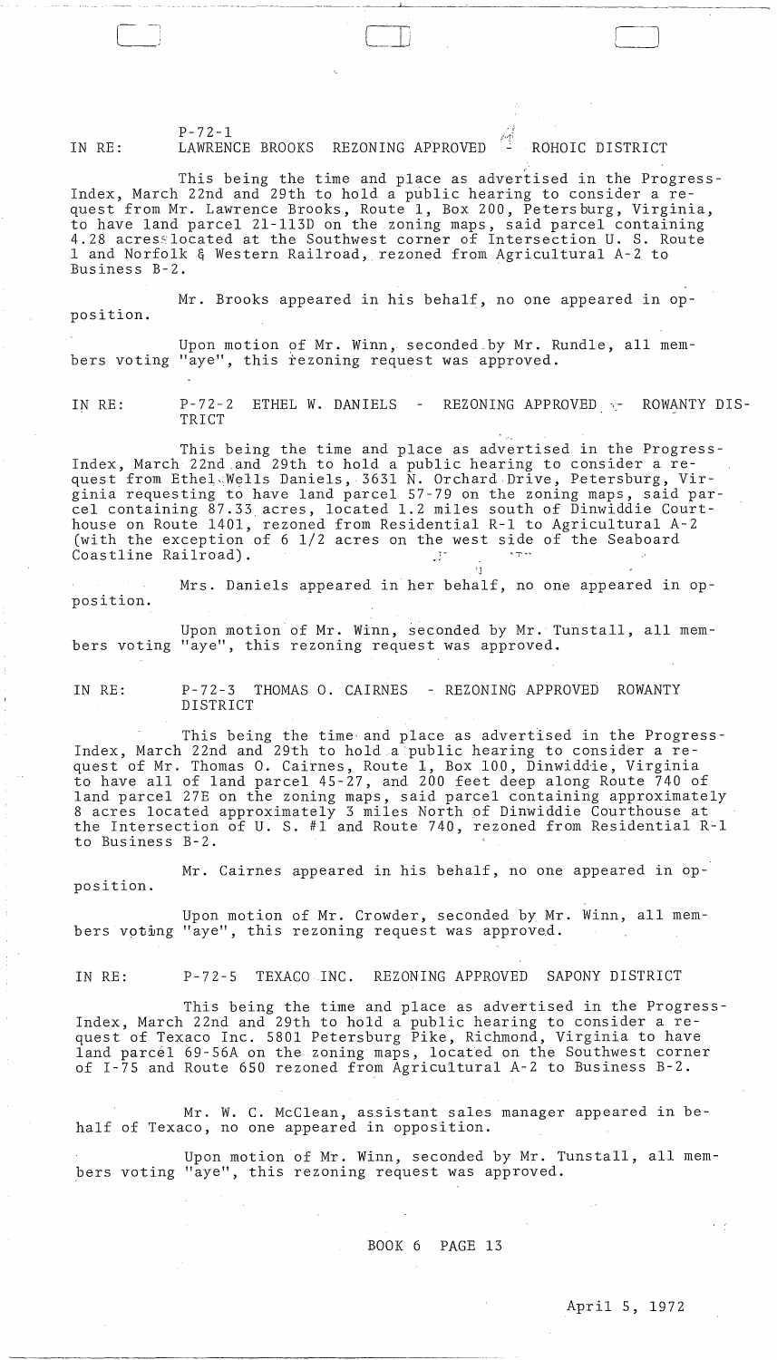P-72-1

IN RE: LAWRENCE BROOKS REZONING APPROVED - ROHOIC DISTRICT

This being the time and place as advertised in the Progress-Index, March 22nd and 29th to hold a public hearing to consider a request from Mr. Lawrence Brooks, Route 1, Box 200, Petersburg, Virginia, to have land parcel 21-113D on the zoning maps, said parcel containing 4.28 acres located at the Southwest corner of Intersection U. S. Route 1 and Norfolk & Western Railroad, rezoned from Agricultural A-2 to Business B-2.

Mr. Brooks appeared in his behalf, no one appeared in opposition.

Upon motion of Mr. Winn, seconded by Mr. Rundle, all members voting "aye", this rezoning request was approved.

IN RE: P-72-2 ETHEL W. DANIELS - REZONING APPROVED - ROWANTY DISTRICT

This being the time and place as advertised in the Progress-Index, March 22nd and 29th to hold a public hearing to consider a request from Ethel Wells Daniels, 3631 N. Orchard Drive, Petersburg, Virginia requesting to have land parcel 57-79 on the zoning maps, said parcel containing 87.33 acres, located 1.2 miles south of Dinwiddie Courthouse on Route 1401, rezoned from Residential R-1 to Agricultural A-2 (with the exception of 6 1/2 acres on the west side of the Seaboard Coastline Railroad).

Mrs. Daniels appeared in her behalf, no one appeared in opposition.

Upon motion of Mr. Winn, seconded by Mr. Tunstall, all members voting "aye", this rezoning request was approved.

IN RE: P-72-3 THOMAS O. CAIRNES - REZONING APPROVED ROWANTY DISTRICT

This being the time and place as advertised in the Progress-Index, March 22nd and 29th to hold a public hearing to consider a request of Mr. Thomas O. Cairnes, Route 1, Box 100, Dinwiddie, Virginia to have all of land parcel 45-27, and 200 feet deep along Route 740 of land parcel 27E on the zoning maps, said parcel containing approximately 8 acres located approximately 3 miles North of Dinwiddie Courthouse at the Intersection of U. S. #1 and Route 740, rezoned from Residential R-1 to Business B-2.

Mr. Cairnes appeared in his behalf, no one appeared in opposition.

Upon motion of Mr. Crowder, seconded by Mr. Winn, all members voting "aye", this rezoning request was approved.

IN RE: P-72-5 TEXACO INC. REZONING APPROVED SAPONY DISTRICT

This being the time and place as advertised in the Progress-Index, March 22nd and 29th to hold a public hearing to consider a request of Texaco Inc. 5801 Petersburg Pike, Richmond, Virginia to have land parcel 69-56A on the zoning maps, located on the Southwest corner of I-75 and Route 650 rezoned from Agricultural A-2 to Business B-2.

Mr. W. C. McClean, assistant sales manager appeared in behalf of Texaco, no one appeared in opposition.

Upon motion of Mr. Winn, seconded by Mr. Tunstall, all members voting "aye", this rezoning request was approved.

BOOK 6 PAGE 13

April 5, 1972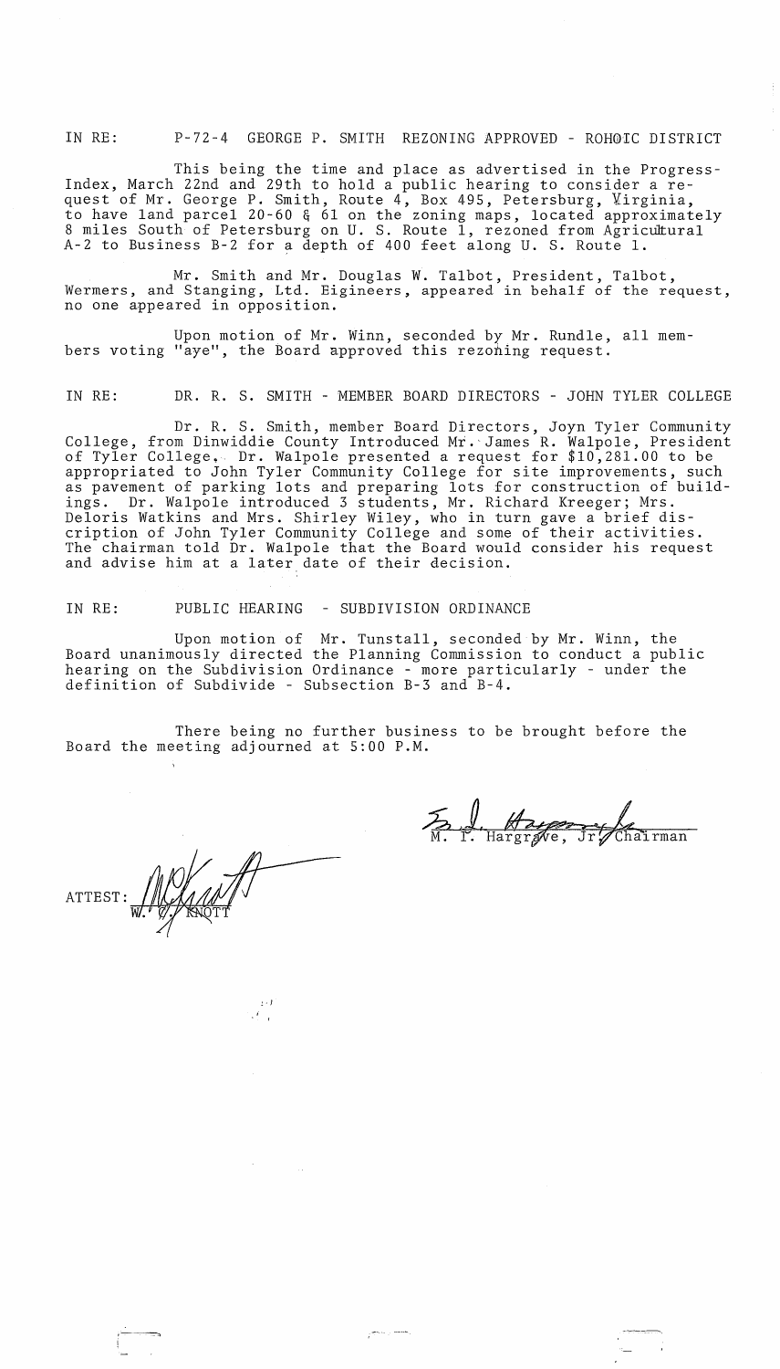IN RE: P-72-4 GEORGE P. SMITH REZONING APPROVED - ROHOIC DISTRICT

This being the time and place as advertised in the Progress-Index, March 22nd and 29th to hold a public hearing to consider a request of Mr. George P. Smith, Route 4, Box 495, Petersburg, Virginia, to have land parcel 20-60 & 61 on the zoning maps, located approximately 8 miles South of Petersburg on U. S. Route 1, rezoned from Agricultural A-2 to Business B-2 for a depth of 400 feet along U. S. Route 1.

Mr. Smith and Mr. Douglas W. Talbot, President, Talbot, Wermers, and Stanging, Ltd. Eigineers, appeared in behalf of the request, no one appeared in opposition.

Upon motion of Mr. Winn, seconded by Mr. Rundle, all members voting "aye", the Board approved this rezoning request.

IN RE: DR. R. S. SMITH - MEMBER BOARD DIRECTORS - JOHN TYLER COLLEGE

Dr. R. S. Smith, member Board Directors, Joyn Tyler Community College, from Dinwiddie County Introduced Mr. James R. Walpole, President of Tyler College. Dr. Walpole presented a request for $10,281.00 to be appropriated to John Tyler Community College for site improvements, such as pavement of parking lots and preparing lots for construction of buildings. Dr. Walpole introduced 3 students, Mr. Richard Kreeger; Mrs. Deloris Watkins and Mrs. Shirley Wiley, who in turn gave a brief discription of John Tyler Community College and some of their activities. The chairman told Dr. Walpole that the Board would consider his request and advise him at a later date of their decision.

IN RE: PUBLIC HEARING - SUBDIVISION ORDINANCE

Upon motion of Mr. Tunstall, seconded by Mr. Winn, the Board unanimously directed the Planning Commission to conduct a public hearing on the Subdivision Ordinance - more particularly - under the definition of Subdivide - Subsection B-3 and B-4.

There being no further business to be brought before the Board the meeting adjourned at 5:00 P.M.

M. I. Hargrave, Jr., Chairman

ATTEST: W. C. KNOTT